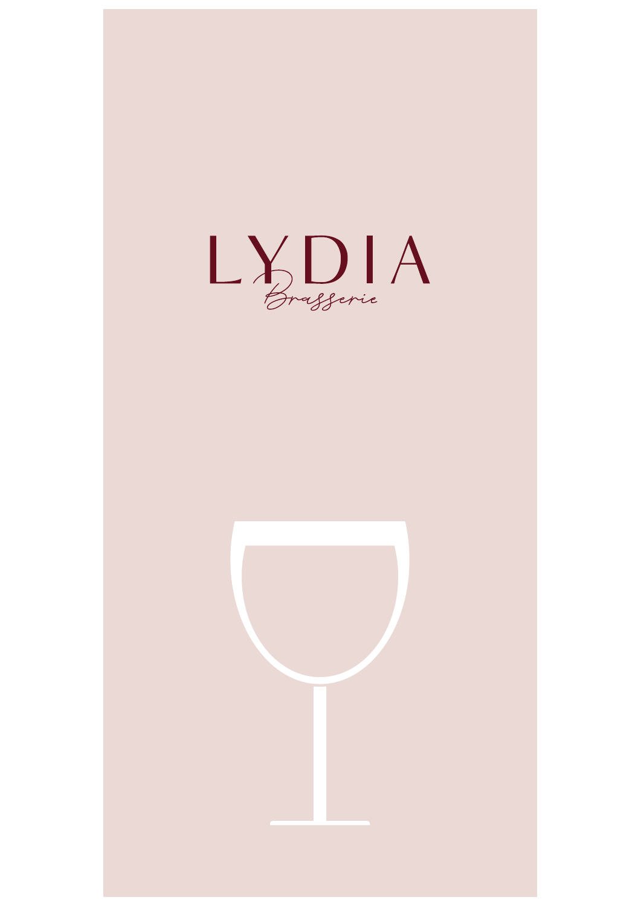# LYDIA

*Brasserie*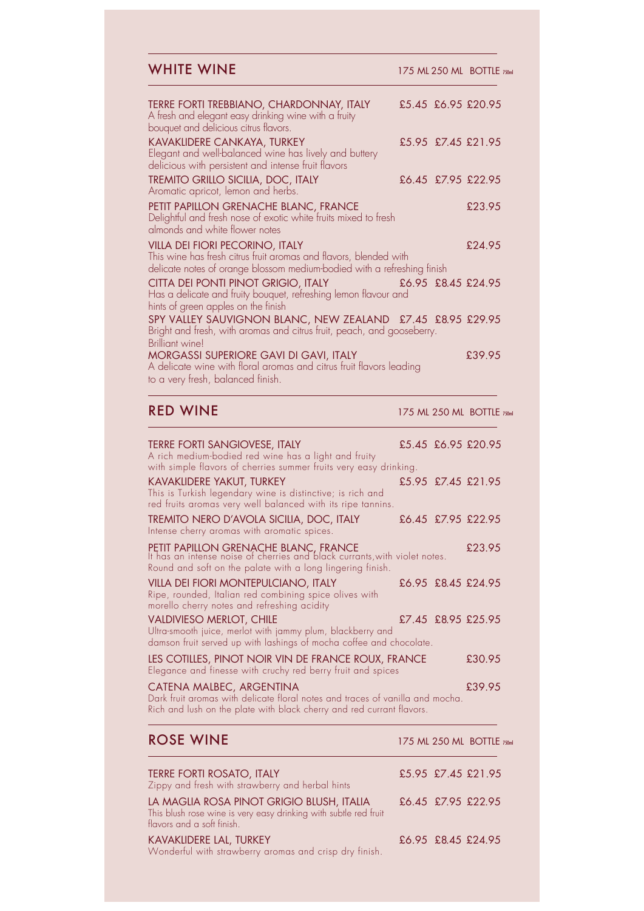## WHITE WINE

| | 175 ML | 250 ML | BOTTLE 750ml |
|---|---|---|---|
| TERRE FORTI TREBBIANO, CHARDONNAY, ITALY<br>A fresh and elegant easy drinking wine with a fruity bouquet and delicious citrus flavors. | £5.45 | £6.95 | £20.95 |
| KAVAKLIDERE CANKAYA, TURKEY<br>Elegant and well-balanced wine has lively and buttery delicious with persistent and intense fruit flavors | £5.95 | £7.45 | £21.95 |
| TREMITO GRILLO SICILIA, DOC, ITALY<br>Aromatic apricot, lemon and herbs. | £6.45 | £7.95 | £22.95 |
| PETIT PAPILLON GRENACHE BLANC, FRANCE<br>Delightful and fresh nose of exotic white fruits mixed to fresh almonds and white flower notes | | | £23.95 |
| VILLA DEI FIORI PECORINO, ITALY<br>This wine has fresh citrus fruit aromas and flavors, blended with delicate notes of orange blossom medium-bodied with a refreshing finish | | | £24.95 |
| CITTA DEI PONTI PINOT GRIGIO, ITALY<br>Has a delicate and fruity bouquet, refreshing lemon flavour and hints of green apples on the finish | £6.95 | £8.45 | £24.95 |
| SPY VALLEY SAUVIGNON BLANC, NEW ZEALAND<br>Bright and fresh, with aromas and citrus fruit, peach, and gooseberry. Brilliant wine! | £7.45 | £8.95 | £29.95 |
| MORGASSI SUPERIORE GAVI DI GAVI, ITALY<br>A delicate wine with floral aromas and citrus fruit flavors leading to a very fresh, balanced finish. | | | £39.95 |

## RED WINE

| | 175 ML | 250 ML | BOTTLE 750ml |
|---|---|---|---|
| TERRE FORTI SANGIOVESE, ITALY<br>A rich medium-bodied red wine has a light and fruity with simple flavors of cherries summer fruits very easy drinking. | £5.45 | £6.95 | £20.95 |
| KAVAKLIDERE YAKUT, TURKEY<br>This is Turkish legendary wine is distinctive; is rich and red fruits aromas very well balanced with its ripe tannins. | £5.95 | £7.45 | £21.95 |
| TREMITO NERO D'AVOLA SICILIA, DOC, ITALY<br>Intense cherry aromas with aromatic spices. | £6.45 | £7.95 | £22.95 |
| PETIT PAPILLON GRENACHE BLANC, FRANCE<br>It has an intense noise of cherries and black currants, with violet notes. Round and soft on the palate with a long lingering finish. | | | £23.95 |
| VILLA DEI FIORI MONTEPULCIANO, ITALY<br>Ripe, rounded, Italian red combining spice olives with morello cherry notes and refreshing acidity | £6.95 | £8.45 | £24.95 |
| VALDIVIESO MERLOT, CHILE<br>Ultra-smooth juice, merlot with jammy plum, blackberry and damson fruit served up with lashings of mocha coffee and chocolate. | £7.45 | £8.95 | £25.95 |
| LES COTILLES, PINOT NOIR VIN DE FRANCE ROUX, FRANCE<br>Elegance and finesse with cruchy red berry fruit and spices | | | £30.95 |
| CATENA MALBEC, ARGENTINA<br>Dark fruit aromas with delicate floral notes and traces of vanilla and mocha. Rich and lush on the plate with black cherry and red currant flavors. | | | £39.95 |

## ROSE WINE

| | 175 ML | 250 ML | BOTTLE 750ml |
|---|---|---|---|
| TERRE FORTI ROSATO, ITALY<br>Zippy and fresh with strawberry and herbal hints | £5.95 | £7.45 | £21.95 |
| LA MAGLIA ROSA PINOT GRIGIO BLUSH, ITALIA<br>This blush rose wine is very easy drinking with subtle red fruit flavors and a soft finish. | £6.45 | £7.95 | £22.95 |
| KAVAKLIDERE LAL, TURKEY<br>Wonderful with strawberry aromas and crisp dry finish. | £6.95 | £8.45 | £24.95 |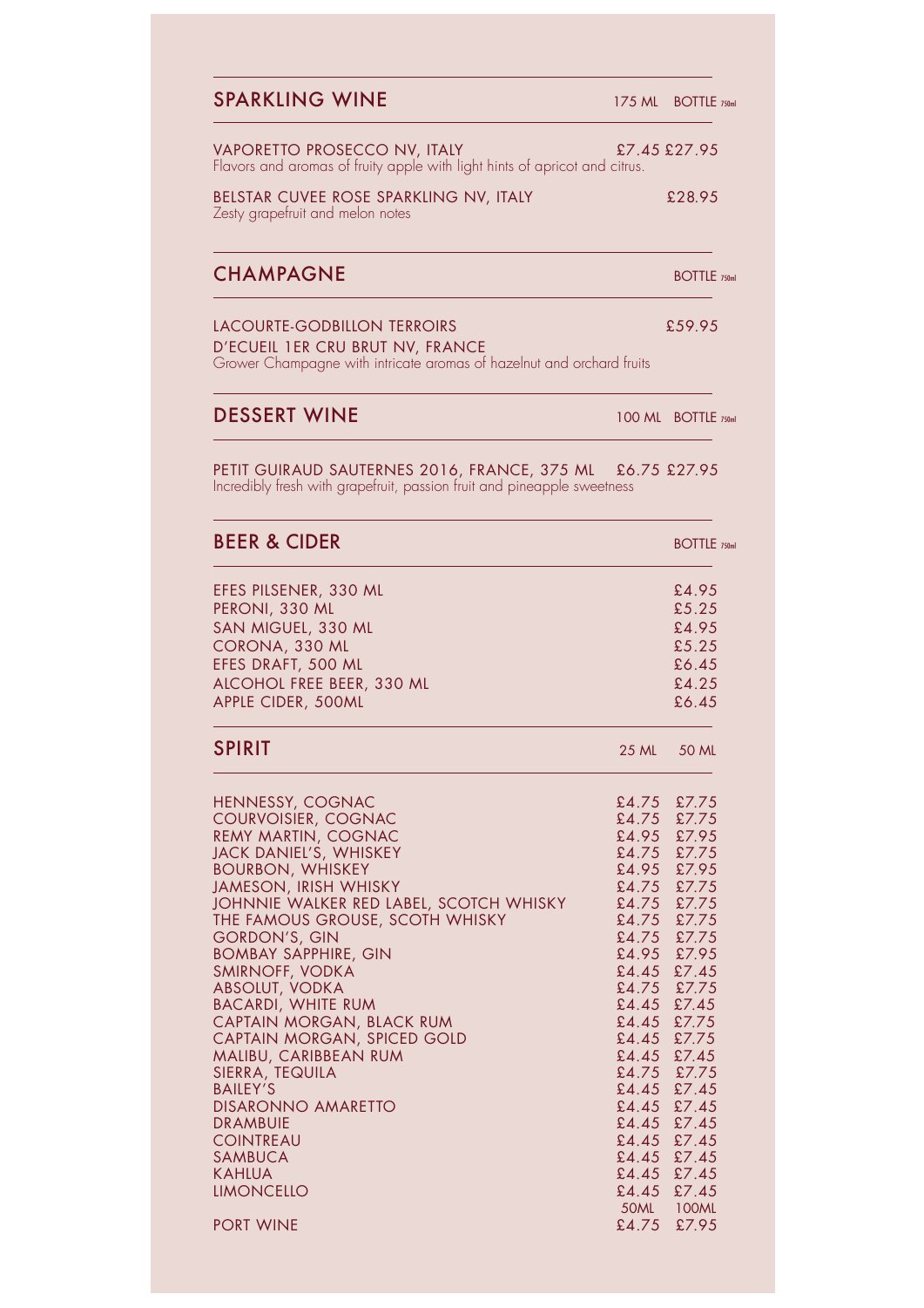## SPARKLING WINE

| | 175 ML | BOTTLE 750ml |
|---|---|---|
| VAPORETTO PROSECCO NV, ITALY<br>Flavors and aromas of fruity apple with light hints of apricot and citrus. | £7.45 | £27.95 |
| BELSTAR CUVEE ROSE SPARKLING NV, ITALY<br>Zesty grapefruit and melon notes | | £28.95 |

## CHAMPAGNE

| | BOTTLE 750ml |
|---|---|
| LACOURTE-GODBILLON TERROIRS D'ECUEIL 1ER CRU BRUT NV, FRANCE<br>Grower Champagne with intricate aromas of hazelnut and orchard fruits | £59.95 |

## DESSERT WINE

| | 100 ML | BOTTLE 750ml |
|---|---|---|
| PETIT GUIRAUD SAUTERNES 2016, FRANCE, 375 ML<br>Incredibly fresh with grapefruit, passion fruit and pineapple sweetness | £6.75 | £27.95 |

## BEER & CIDER

| | BOTTLE 750ml |
|---|---|
| EFES PILSENER, 330 ML | £4.95 |
| PERONI, 330 ML | £5.25 |
| SAN MIGUEL, 330 ML | £4.95 |
| CORONA, 330 ML | £5.25 |
| EFES DRAFT, 500 ML | £6.45 |
| ALCOHOL FREE BEER, 330 ML | £4.25 |
| APPLE CIDER, 500ML | £6.45 |

## SPIRIT

| | 25 ML | 50 ML |
|---|---|---|
| HENNESSY, COGNAC | £4.75 | £7.75 |
| COURVOISIER, COGNAC | £4.75 | £7.75 |
| REMY MARTIN, COGNAC | £4.95 | £7.95 |
| JACK DANIEL'S, WHISKEY | £4.75 | £7.75 |
| BOURBON, WHISKEY | £4.95 | £7.95 |
| JAMESON, IRISH WHISKY | £4.75 | £7.75 |
| JOHNNIE WALKER RED LABEL, SCOTCH WHISKY | £4.75 | £7.75 |
| THE FAMOUS GROUSE, SCOTH WHISKEY | £4.75 | £7.75 |
| GORDON'S, GIN | £4.75 | £7.75 |
| BOMBAY SAPPHIRE, GIN | £4.95 | £7.95 |
| SMIRNOFF, VODKA | £4.45 | £7.45 |
| ABSOLUT, VODKA | £4.75 | £7.75 |
| BACARDI, WHITE RUM | £4.45 | £7.45 |
| CAPTAIN MORGAN, BLACK RUM | £4.45 | £7.75 |
| CAPTAIN MORGAN, SPICED GOLD | £4.45 | £7.75 |
| MALIBU, CARIBBEAN RUM | £4.45 | £7.45 |
| SIERRA, TEQUILA | £4.75 | £7.75 |
| BAILEY'S | £4.45 | £7.45 |
| DISARONNO AMARETTO | £4.45 | £7.45 |
| DRAMBUIE | £4.45 | £7.45 |
| COINTREAU | £4.45 | £7.45 |
| SAMBUCA | £4.45 | £7.45 |
| KAHLUA | £4.45 | £7.45 |
| LIMONCELLO | £4.45 | £7.45 |
| | 50ML | 100ML |
| PORT WINE | £4.75 | £7.95 |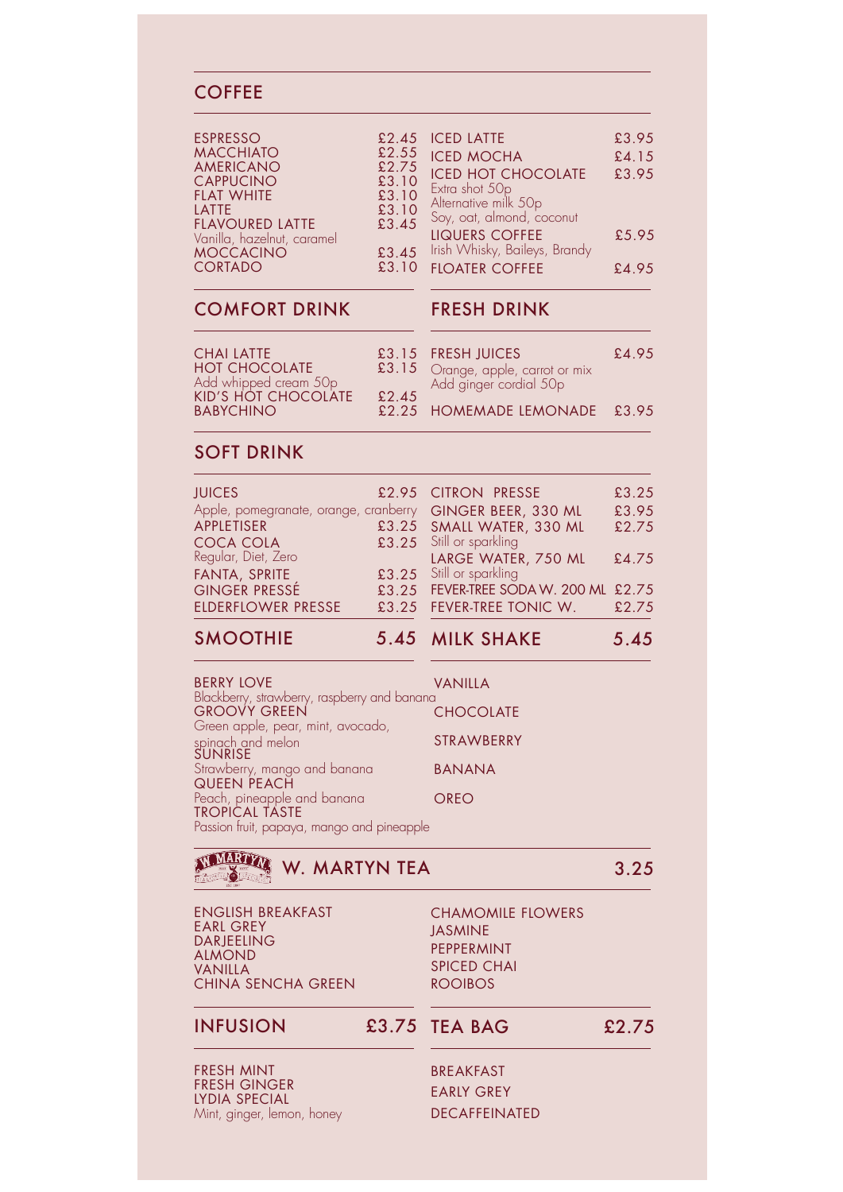## COFFEE

ESPRESSO £2.45
MACCHIATO £2.55
AMERICANO £2.75
CAPPUCINO £3.10
FLAT WHITE £3.10
LATTE £3.10
FLAVOURED LATTE £3.45
Vanilla, hazelnut, caramel
MOCCACINO £3.45
CORTADO £3.10

ICED LATTE £3.95
ICED MOCHA £4.15
ICED HOT CHOCOLATE £3.95
Extra shot 50p
Alternative milk 50p
Soy, oat, almond, coconut
LIQUERS COFFEE £5.95
Irish Whisky, Baileys, Brandy
FLOATER COFFEE £4.95

## COMFORT DRINK

CHAI LATTE £3.15
HOT CHOCOLATE £3.15
Add whipped cream 50p
KID'S HOT CHOCOLATE £2.45
BABYCHINO £2.25

## FRESH DRINK

FRESH JUICES £4.95
Orange, apple, carrot or mix
Add ginger cordial 50p
HOMEMADE LEMONADE £3.95

## SOFT DRINK

JUICES £2.95
Apple, pomegranate, orange, cranberry
APPLETISER £3.25
COCA COLA £3.25
Regular, Diet, Zero
FANTA, SPRITE £3.25
GINGER PRESSÉ £3.25
ELDERFLOWER PRESSE £3.25

CITRON PRESSE £3.25
GINGER BEER, 330 ML £3.95
SMALL WATER, 330 ML £2.75
Still or sparkling
LARGE WATER, 750 ML £4.75
Still or sparkling
FEVER-TREE SODA W. 200 ML £2.75
FEVER-TREE TONIC W. £2.75

## SMOOTHIE 5.45

BERRY LOVE
Blackberry, strawberry, raspberry and banana
GROOVY GREEN
Green apple, pear, mint, avocado, spinach and melon
SUNRISE
Strawberry, mango and banana
QUEEN PEACH
Peach, pineapple and banana
TROPICAL TASTE
Passion fruit, papaya, mango and pineapple

## MILK SHAKE 5.45

VANILLA
CHOCOLATE
STRAWBERRY
BANANA
OREO

## W. MARTYN TEA 3.25

ENGLISH BREAKFAST
EARL GREY
DARJEELING
ALMOND
VANILLA
CHINA SENCHA GREEN

CHAMOMILE FLOWERS
JASMINE
PEPPERMINT
SPICED CHAI
ROOIBOS

## INFUSION £3.75

FRESH MINT
FRESH GINGER
LYDIA SPECIAL
Mint, ginger, lemon, honey

## TEA BAG £2.75

BREAKFAST
EARLY GREY
DECAFFEINATED